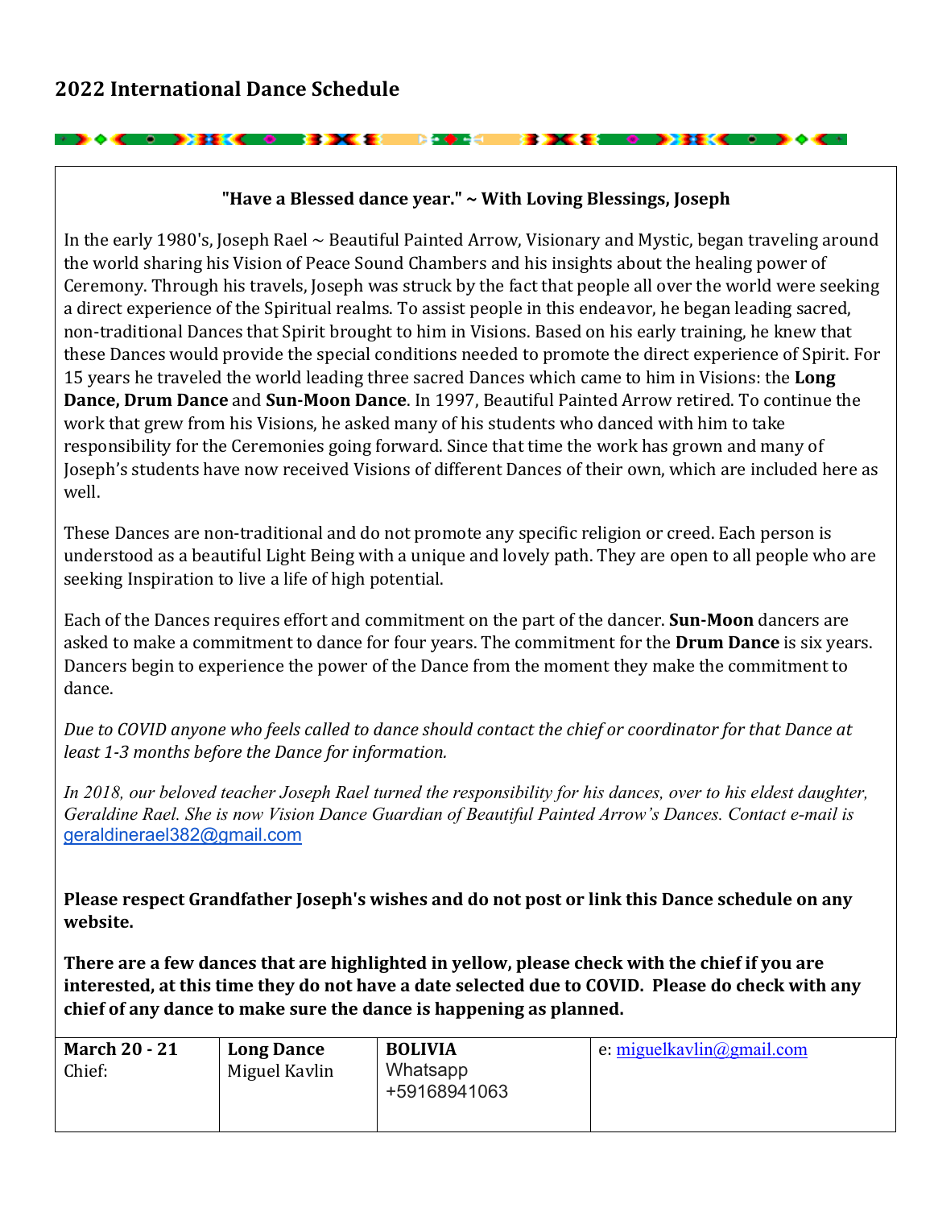## 2022 International Dance Schedule

**"Have a Blessed dance year." ~ With Loving Blessings, Joseph**

In the early 1980's, Joseph Rael ~ Beautiful Painted Arrow, Visionary and Mystic, began traveling around the world sharing his Vision of Peace Sound Chambers and his insights about the healing power of Ceremony. Through his travels, Joseph was struck by the fact that people all over the world were seeking a direct experience of the Spiritual realms. To assist people in this endeavor, he began leading sacred, non-traditional Dances that Spirit brought to him in Visions. Based on his early training, he knew that these Dances would provide the special conditions needed to promote the direct experience of Spirit. For 15 years he traveled the world leading three sacred Dances which came to him in Visions: the **Long Dance, Drum Dance** and **Sun-Moon Dance**. In 1997, Beautiful Painted Arrow retired. To continue the work that grew from his Visions, he asked many of his students who danced with him to take responsibility for the Ceremonies going forward. Since that time the work has grown and many of Joseph's students have now received Visions of different Dances of their own, which are included here as well.

These Dances are non-traditional and do not promote any specific religion or creed. Each person is understood as a beautiful Light Being with a unique and lovely path. They are open to all people who are seeking Inspiration to live a life of high potential.

Each of the Dances requires effort and commitment on the part of the dancer. **Sun-Moon** dancers are asked to make a commitment to dance for four years. The commitment for the **Drum Dance** is six years. Dancers begin to experience the power of the Dance from the moment they make the commitment to dance.

*Due to COVID anyone who feels called to dance should contact the chief or coordinator for that Dance at least 1-3 months before the Dance for information.*

*In 2018, our beloved teacher Joseph Rael turned the responsibility for his dances, over to his eldest daughter, Geraldine Rael. She is now Vision Dance Guardian of Beautiful Painted Arrow's Dances. Contact e-mail is* geraldinerael382@gmail.com

**Please respect Grandfather Joseph's wishes and do not post or link this Dance schedule on any website.**

**There are a few dances that are highlighted in yellow, please check with the chief if you are interested, at this time they do not have a date selected due to COVID. Please do check with any chief of any dance to make sure the dance is happening as planned.**

| **March 20 - 21**<br>Chief: | **Long Dance**<br>Miguel Kavlin | **BOLIVIA**<br>Whatsapp<br>+59168941063 | e: miguelkavlin@gmail.com |
|---|---|---|---|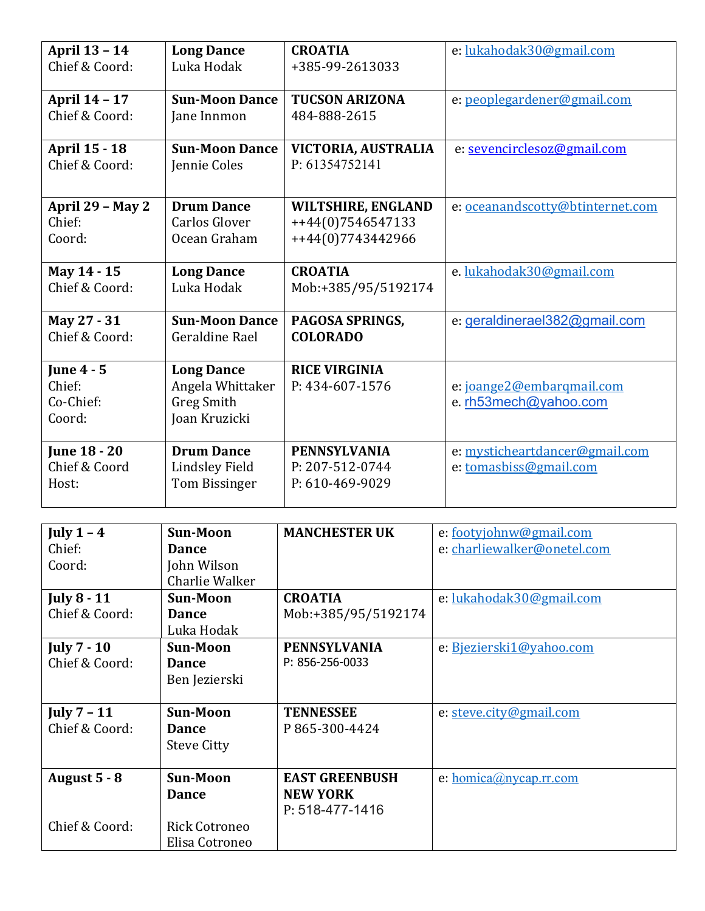| | | | |
|---|---|---|---|
| **April 13 – 14**<br>Chief & Coord: | **Long Dance**<br>Luka Hodak | **CROATIA**<br>+385-99-2613033 | e: lukahodak30@gmail.com |
| **April 14 – 17**<br>Chief & Coord: | **Sun-Moon Dance**<br>Jane Innmon | **TUCSON ARIZONA**<br>484-888-2615 | e: peoplegardener@gmail.com |
| **April 15 - 18**<br>Chief & Coord: | **Sun-Moon Dance**<br>Jennie Coles | **VICTORIA, AUSTRALIA**<br>P: 61354752141 | e: sevencirclesoz@gmail.com |
| **April 29 – May 2**<br>Chief:<br>Coord: | **Drum Dance**<br>Carlos Glover<br>Ocean Graham | **WILTSHIRE, ENGLAND**<br>++44(0)7546547133<br>++44(0)7743442966 | e: oceanandscotty@btinternet.com |
| **May 14 - 15**<br>Chief & Coord: | **Long Dance**<br>Luka Hodak | **CROATIA**<br>Mob:+385/95/5192174 | e. lukahodak30@gmail.com |
| **May 27 - 31**<br>Chief & Coord: | **Sun-Moon Dance**<br>Geraldine Rael | **PAGOSA SPRINGS, COLORADO** | e: geralginerael382@gmail.com |
| **June 4 - 5**<br>Chief:<br>Co-Chief:<br>Coord: | **Long Dance**<br>Angela Whittaker<br>Greg Smith<br>Joan Kruzicki | **RICE VIRGINIA**<br>P: 434-607-1576 | e: joange2@embarqmail.com<br>e. rh53mech@yahoo.com |
| **June 18 - 20**<br>Chief & Coord<br>Host: | **Drum Dance**<br>Lindsley Field<br>Tom Bissinger | **PENNSYLVANIA**<br>P: 207-512-0744<br>P: 610-469-9029 | e: mysticheartdancer@gmail.com<br>e: tomasbiss@gmail.com |

| | | | |
|---|---|---|---|
| **July 1 – 4**<br>Chief:<br>Coord: | **Sun-Moon Dance**<br>John Wilson<br>Charlie Walker | **MANCHESTER UK** | e: footyjohnw@gmail.com<br>e: charliewalker@onetel.com |
| **July 8 - 11**<br>Chief & Coord: | **Sun-Moon Dance**<br>Luka Hodak | **CROATIA**<br>Mob:+385/95/5192174 | e: lukahodak30@gmail.com |
| **July 7 - 10**<br>Chief & Coord: | **Sun-Moon Dance**<br>Ben Jezierski | **PENNSYLVANIA**<br>P: 856-256-0033 | e: Bjezierski1@yahoo.com |
| **July 7 – 11**<br>Chief & Coord: | **Sun-Moon Dance**<br>Steve Citty | **TENNESSEE**<br>P 865-300-4424 | e: steve.city@gmail.com |
| **August 5 - 8**<br>Chief & Coord: | **Sun-Moon Dance**<br>Rick Cotroneo<br>Elisa Cotroneo | **EAST GREENBUSH NEW YORK**<br>P: 518-477-1416 | e: homica@nycap.rr.com |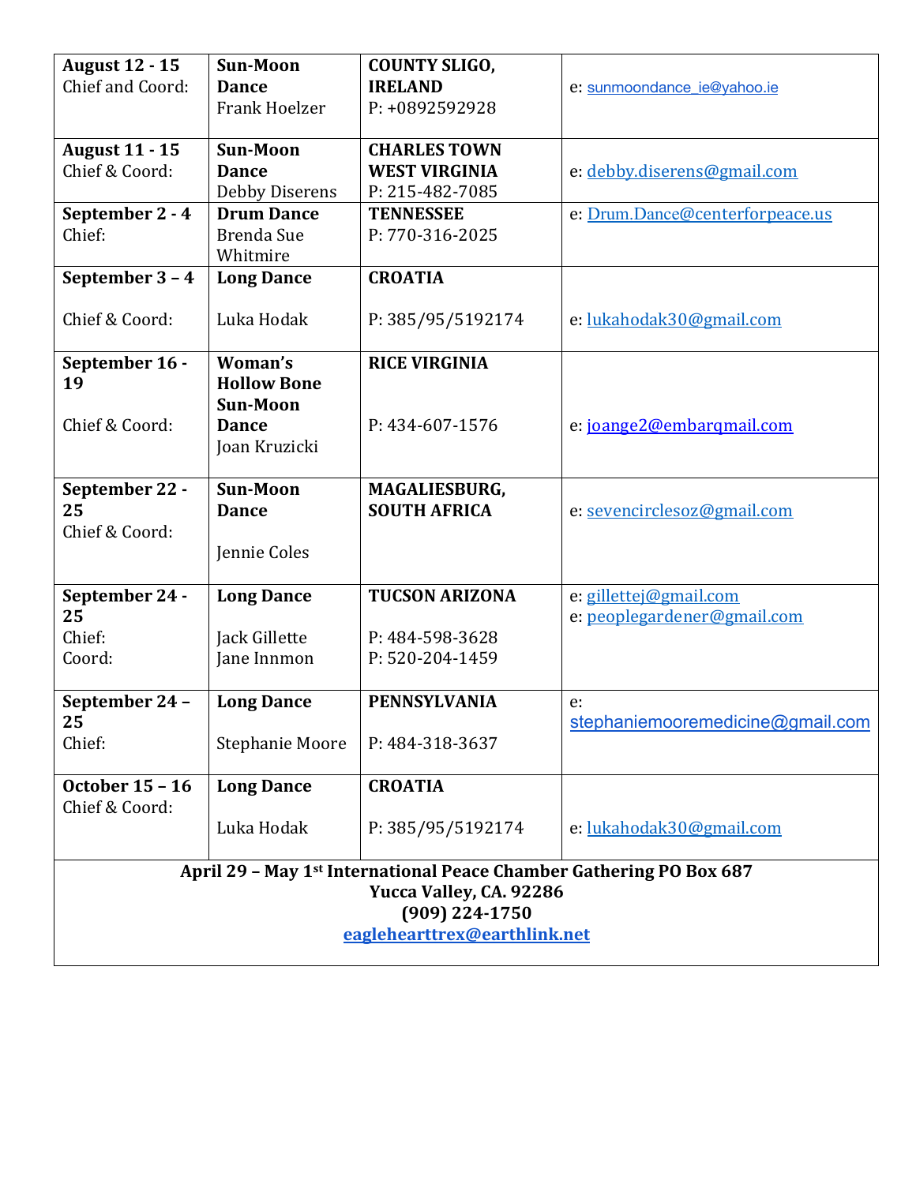| | | | |
|---|---|---|---|
| **August 12 - 15**<br>Chief and Coord: | **Sun-Moon Dance**<br>Frank Hoelzer | **COUNTY SLIGO, IRELAND**<br>P: +0892592928 | e: sunmoondance_ie@yahoo.ie |
| **August 11 - 15**<br>Chief & Coord: | **Sun-Moon Dance**<br>Debby Diserens | **CHARLES TOWN WEST VIRGINIA**<br>P: 215-482-7085 | e: debby.diserens@gmail.com |
| **September 2 - 4**<br>Chief: | **Drum Dance**<br>Brenda Sue Whitmire | **TENNESSEE**<br>P: 770-316-2025 | e: Drum.Dance@centerforpeace.us |
| **September 3 – 4**<br>Chief & Coord: | **Long Dance**<br>Luka Hodak | **CROATIA**<br>P: 385/95/5192174 | e: lukahodak30@gmail.com |
| **September 16 - 19**<br>Chief & Coord: | **Woman's Hollow Bone Sun-Moon Dance**<br>Joan Kruzicki | **RICE VIRGINIA**<br>P: 434-607-1576 | e: joange2@embarqmail.com |
| **September 22 - 25**<br>Chief & Coord: | **Sun-Moon Dance**<br>Jennie Coles | **MAGALIESBURG, SOUTH AFRICA** | e: sevencirclesoz@gmail.com |
| **September 24 - 25**<br>Chief:<br>Coord: | **Long Dance**<br>Jack Gillette<br>Jane Innmon | **TUCSON ARIZONA**<br>P: 484-598-3628<br>P: 520-204-1459 | e: gillettej@gmail.com<br>e: peoplegardener@gmail.com |
| **September 24 – 25**<br>Chief: | **Long Dance**<br>Stephanie Moore | **PENNSYLVANIA**<br>P: 484-318-3637 | e: stephaniemooremedicine@gmail.com |
| **October 15 – 16**<br>Chief & Coord: | **Long Dance**<br>Luka Hodak | **CROATIA**<br>P: 385/95/5192174 | e: lukahodak30@gmail.com |

**April 29 – May 1st International Peace Chamber Gathering PO Box 687**
**Yucca Valley, CA. 92286**
**(909) 224-1750**
**eagleheartrex@earthlink.net**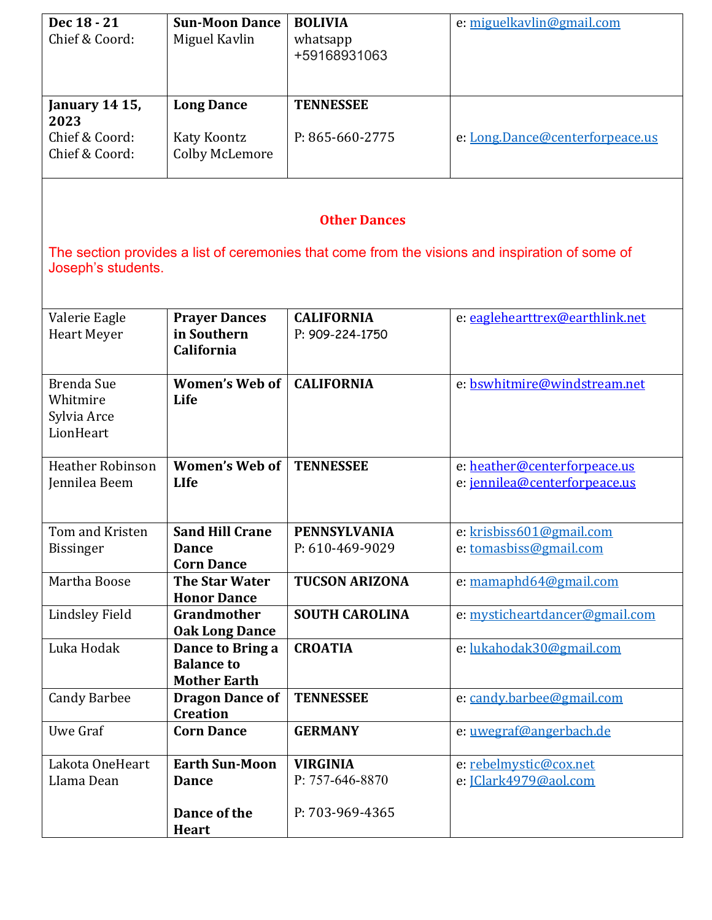| **Dec 18 - 21**<br>Chief & Coord: | **Sun-Moon Dance**<br>Miguel Kavlin | **BOLIVIA**<br>whatsapp<br>+59168931063 | e: miguelkavlin@gmail.com |
|---|---|---|---|
| **January 14 15, 2023**<br>Chief & Coord:<br>Chief & Coord: | **Long Dance**<br><br>Katy Koontz<br>Colby McLemore | **TENNESSEE**<br><br>P: 865-660-2775 | <br><br>e: Long.Dance@centerforpeace.us |

## Other Dances

The section provides a list of ceremonies that come from the visions and inspiration of some of Joseph's students.

| Name | Dance | Location / Phone | Email |
|---|---|---|---|
| Valerie Eagle Heart Meyer | **Prayer Dances in Southern California** | **CALIFORNIA**<br>P: 909-224-1750 | e: eaglehearttrex@earthlink.net |
| Brenda Sue Whitmire<br>Sylvia Arce LionHeart | **Women's Web of Life** | **CALIFORNIA** | e: bswhitmire@windstream.net |
| Heather Robinson<br>Jennilea Beem | **Women's Web of LIfe** | **TENNESSEE** | e: heather@centerforpeace.us<br>e: jennilea@centerforpeace.us |
| Tom and Kristen Bissinger | **Sand Hill Crane Dance**<br>**Corn Dance** | **PENNSYLVANIA**<br>P: 610-469-9029 | e: krisbiss601@gmail.com<br>e: tomasbiss@gmail.com |
| Martha Boose | **The Star Water Honor Dance** | **TUCSON ARIZONA** | e: mamaphd64@gmail.com |
| Lindsley Field | **Grandmother Oak Long Dance** | **SOUTH CAROLINA** | e: mysticheartdancer@gmail.com |
| Luka Hodak | **Dance to Bring a Balance to Mother Earth** | **CROATIA** | e: lukahodak30@gmail.com |
| Candy Barbee | **Dragon Dance of Creation** | **TENNESSEE** | e: candy.barbee@gmail.com |
| Uwe Graf | **Corn Dance** | **GERMANY** | e: uwegraf@angerbach.de |
| Lakota OneHeart<br>LIama Dean | **Earth Sun-Moon Dance**<br><br>**Dance of the Heart** | **VIRGINIA**<br>P: 757-646-8870<br><br>P: 703-969-4365 | e: rebelmystic@cox.net<br>e: JClark4979@aol.com |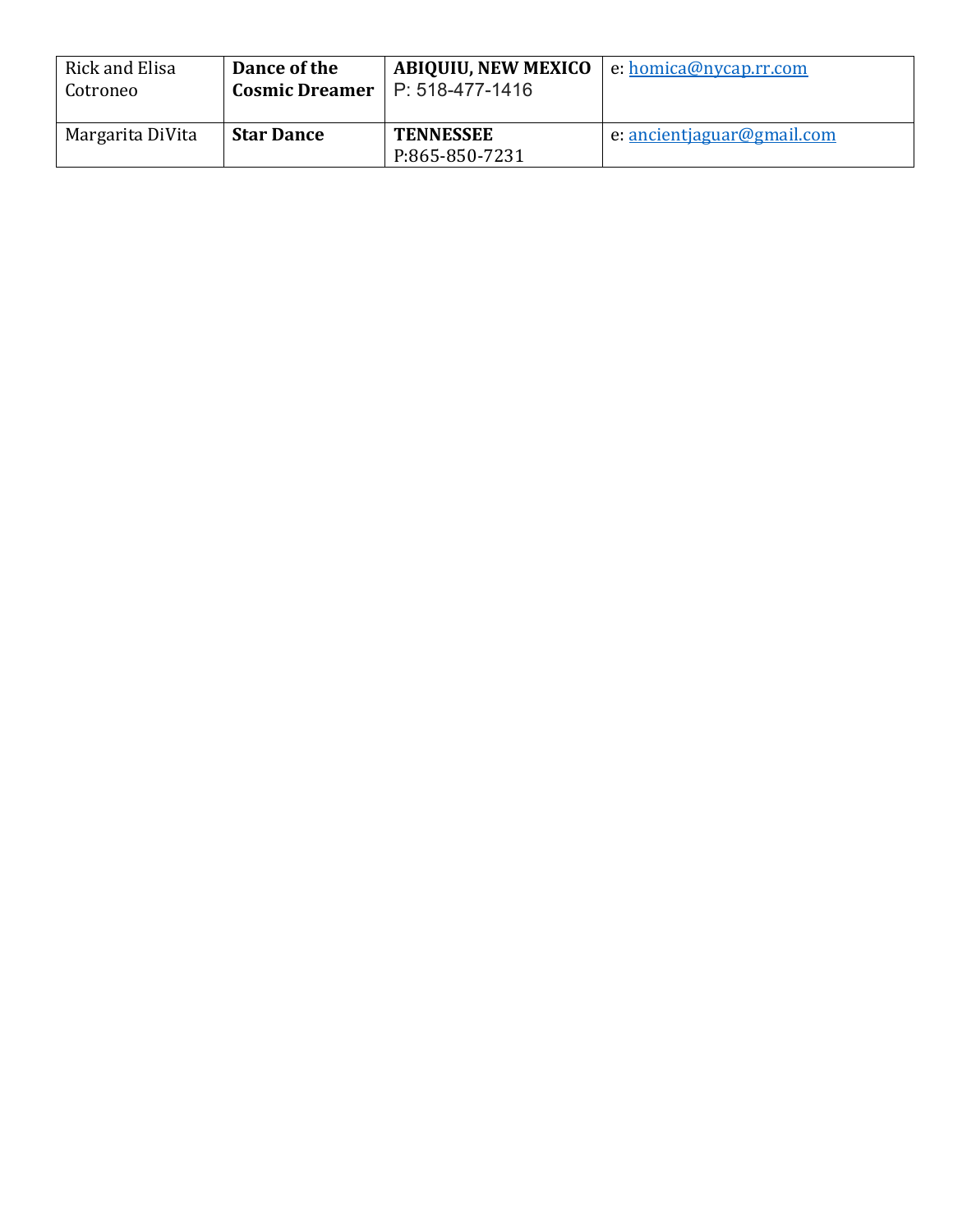| | | | |
|---|---|---|---|
| Rick and Elisa Cotroneo | **Dance of the Cosmic Dreamer** | **ABIQUIU, NEW MEXICO** P: 518-477-1416 | e: homica@nycap.rr.com |
| Margarita DiVita | **Star Dance** | **TENNESSEE** P:865-850-7231 | e: ancientjaguar@gmail.com |